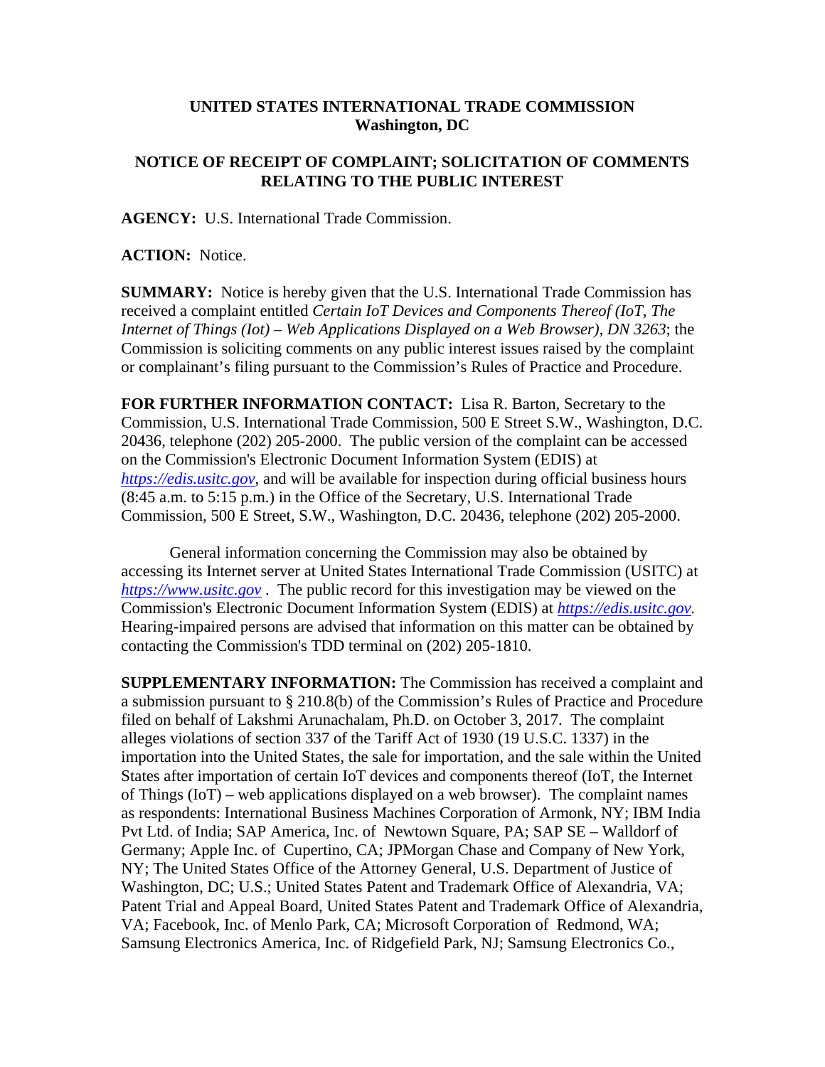**UNITED STATES INTERNATIONAL TRADE COMMISSION**
**Washington, DC**

**NOTICE OF RECEIPT OF COMPLAINT; SOLICITATION OF COMMENTS RELATING TO THE PUBLIC INTEREST**

**AGENCY:** U.S. International Trade Commission.

**ACTION:** Notice.

**SUMMARY:** Notice is hereby given that the U.S. International Trade Commission has received a complaint entitled *Certain IoT Devices and Components Thereof (IoT, The Internet of Things (Iot) – Web Applications Displayed on a Web Browser), DN 3263*; the Commission is soliciting comments on any public interest issues raised by the complaint or complainant's filing pursuant to the Commission's Rules of Practice and Procedure.

**FOR FURTHER INFORMATION CONTACT:** Lisa R. Barton, Secretary to the Commission, U.S. International Trade Commission, 500 E Street S.W., Washington, D.C. 20436, telephone (202) 205-2000. The public version of the complaint can be accessed on the Commission's Electronic Document Information System (EDIS) at *https://edis.usitc.gov*, and will be available for inspection during official business hours (8:45 a.m. to 5:15 p.m.) in the Office of the Secretary, U.S. International Trade Commission, 500 E Street, S.W., Washington, D.C. 20436, telephone (202) 205-2000.

General information concerning the Commission may also be obtained by accessing its Internet server at United States International Trade Commission (USITC) at *https://www.usitc.gov* . The public record for this investigation may be viewed on the Commission's Electronic Document Information System (EDIS) at *https://edis.usitc.gov*. Hearing-impaired persons are advised that information on this matter can be obtained by contacting the Commission's TDD terminal on (202) 205-1810.

**SUPPLEMENTARY INFORMATION:** The Commission has received a complaint and a submission pursuant to § 210.8(b) of the Commission's Rules of Practice and Procedure filed on behalf of Lakshmi Arunachalam, Ph.D. on October 3, 2017. The complaint alleges violations of section 337 of the Tariff Act of 1930 (19 U.S.C. 1337) in the importation into the United States, the sale for importation, and the sale within the United States after importation of certain IoT devices and components thereof (IoT, the Internet of Things (IoT) – web applications displayed on a web browser). The complaint names as respondents: International Business Machines Corporation of Armonk, NY; IBM India Pvt Ltd. of India; SAP America, Inc. of Newtown Square, PA; SAP SE – Walldorf of Germany; Apple Inc. of Cupertino, CA; JPMorgan Chase and Company of New York, NY; The United States Office of the Attorney General, U.S. Department of Justice of Washington, DC; U.S.; United States Patent and Trademark Office of Alexandria, VA; Patent Trial and Appeal Board, United States Patent and Trademark Office of Alexandria, VA; Facebook, Inc. of Menlo Park, CA; Microsoft Corporation of Redmond, WA; Samsung Electronics America, Inc. of Ridgefield Park, NJ; Samsung Electronics Co.,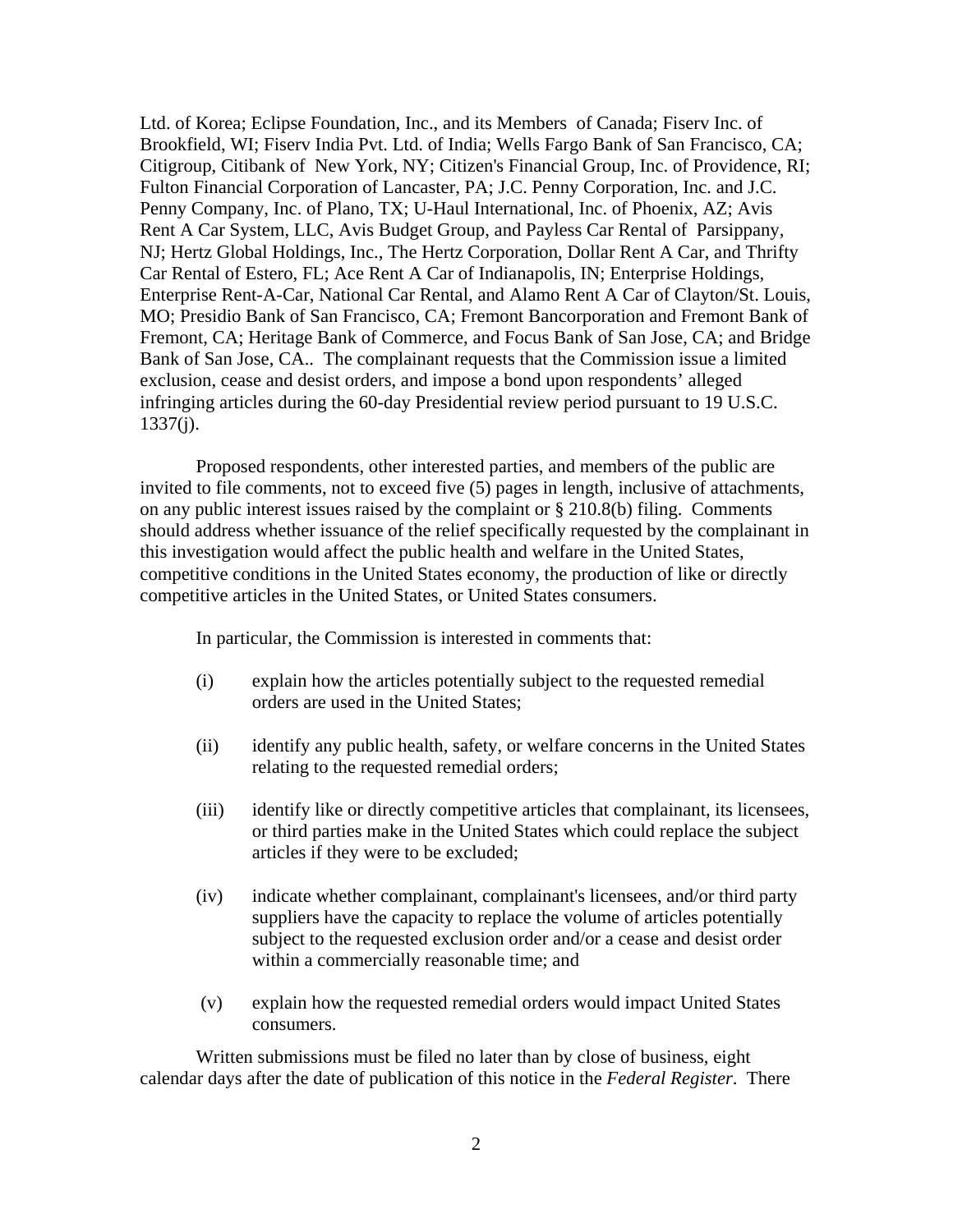Ltd. of Korea; Eclipse Foundation, Inc., and its Members of Canada; Fiserv Inc. of Brookfield, WI; Fiserv India Pvt. Ltd. of India; Wells Fargo Bank of San Francisco, CA; Citigroup, Citibank of New York, NY; Citizen's Financial Group, Inc. of Providence, RI; Fulton Financial Corporation of Lancaster, PA; J.C. Penny Corporation, Inc. and J.C. Penny Company, Inc. of Plano, TX; U-Haul International, Inc. of Phoenix, AZ; Avis Rent A Car System, LLC, Avis Budget Group, and Payless Car Rental of Parsippany, NJ; Hertz Global Holdings, Inc., The Hertz Corporation, Dollar Rent A Car, and Thrifty Car Rental of Estero, FL; Ace Rent A Car of Indianapolis, IN; Enterprise Holdings, Enterprise Rent-A-Car, National Car Rental, and Alamo Rent A Car of Clayton/St. Louis, MO; Presidio Bank of San Francisco, CA; Fremont Bancorporation and Fremont Bank of Fremont, CA; Heritage Bank of Commerce, and Focus Bank of San Jose, CA; and Bridge Bank of San Jose, CA.. The complainant requests that the Commission issue a limited exclusion, cease and desist orders, and impose a bond upon respondents' alleged infringing articles during the 60-day Presidential review period pursuant to 19 U.S.C. 1337(j).

Proposed respondents, other interested parties, and members of the public are invited to file comments, not to exceed five (5) pages in length, inclusive of attachments, on any public interest issues raised by the complaint or § 210.8(b) filing. Comments should address whether issuance of the relief specifically requested by the complainant in this investigation would affect the public health and welfare in the United States, competitive conditions in the United States economy, the production of like or directly competitive articles in the United States, or United States consumers.

In particular, the Commission is interested in comments that:

(i) explain how the articles potentially subject to the requested remedial orders are used in the United States;

(ii) identify any public health, safety, or welfare concerns in the United States relating to the requested remedial orders;

(iii) identify like or directly competitive articles that complainant, its licensees, or third parties make in the United States which could replace the subject articles if they were to be excluded;

(iv) indicate whether complainant, complainant's licensees, and/or third party suppliers have the capacity to replace the volume of articles potentially subject to the requested exclusion order and/or a cease and desist order within a commercially reasonable time; and

(v) explain how the requested remedial orders would impact United States consumers.

Written submissions must be filed no later than by close of business, eight calendar days after the date of publication of this notice in the *Federal Register*. There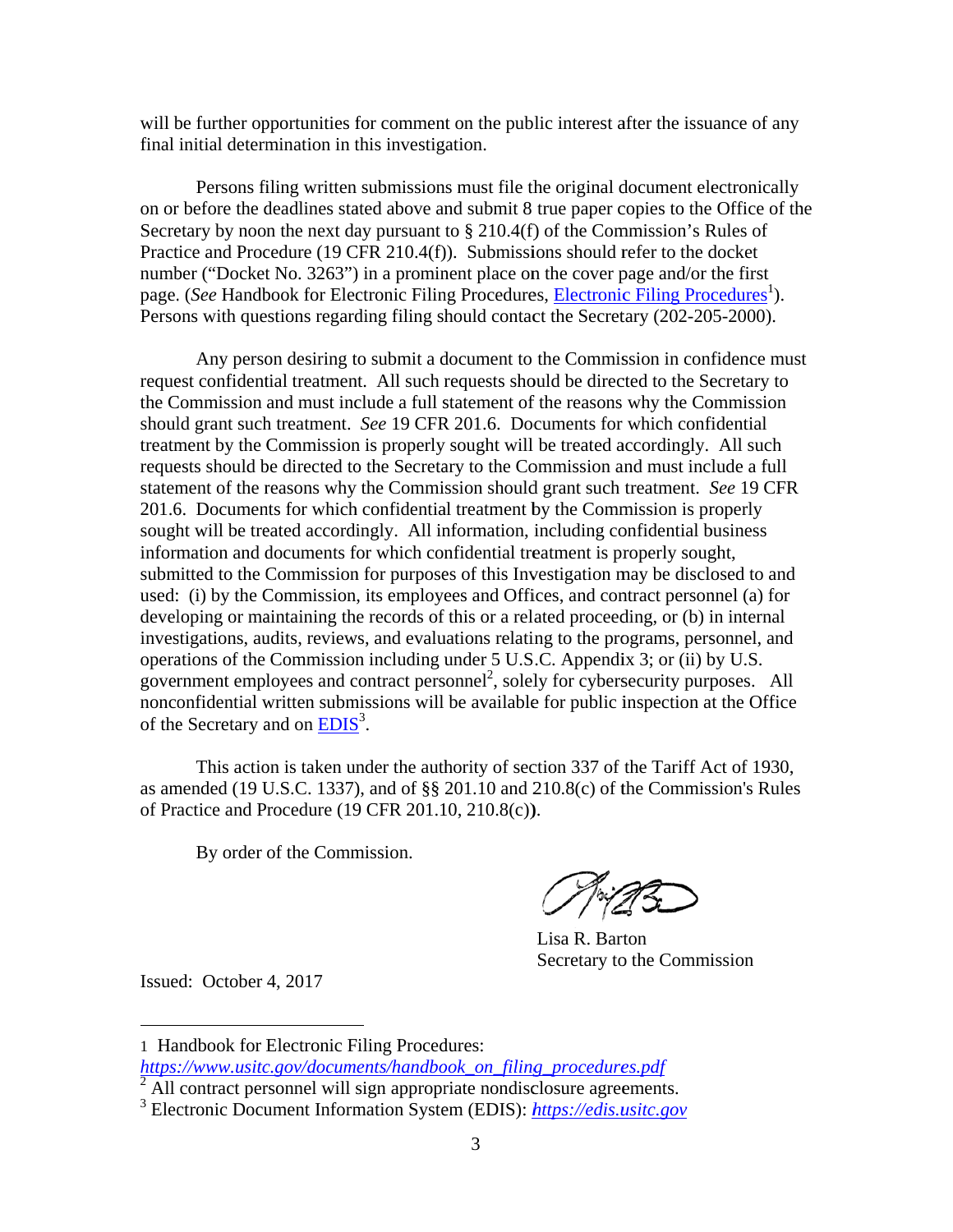will be further opportunities for comment on the public interest after the issuance of any final initial determination in this investigation.

Persons filing written submissions must file the original document electronically on or before the deadlines stated above and submit 8 true paper copies to the Office of the Secretary by noon the next day pursuant to § 210.4(f) of the Commission's Rules of Practice and Procedure (19 CFR 210.4(f)). Submissions should refer to the docket number ("Docket No. 3263") in a prominent place on the cover page and/or the first page. (*See* Handbook for Electronic Filing Procedures, Electronic Filing Procedures[1]). Persons with questions regarding filing should contact the Secretary (202-205-2000).

Any person desiring to submit a document to the Commission in confidence must request confidential treatment. All such requests should be directed to the Secretary to the Commission and must include a full statement of the reasons why the Commission should grant such treatment. *See* 19 CFR 201.6. Documents for which confidential treatment by the Commission is properly sought will be treated accordingly. All such requests should be directed to the Secretary to the Commission and must include a full statement of the reasons why the Commission should grant such treatment. *See* 19 CFR 201.6. Documents for which confidential treatment by the Commission is properly sought will be treated accordingly. All information, including confidential business information and documents for which confidential treatment is properly sought, submitted to the Commission for purposes of this Investigation may be disclosed to and used: (i) by the Commission, its employees and Offices, and contract personnel (a) for developing or maintaining the records of this or a related proceeding, or (b) in internal investigations, audits, reviews, and evaluations relating to the programs, personnel, and operations of the Commission including under 5 U.S.C. Appendix 3; or (ii) by U.S. government employees and contract personnel[2], solely for cybersecurity purposes. All nonconfidential written submissions will be available for public inspection at the Office of the Secretary and on EDIS[3].

This action is taken under the authority of section 337 of the Tariff Act of 1930, as amended (19 U.S.C. 1337), and of §§ 201.10 and 210.8(c) of the Commission's Rules of Practice and Procedure (19 CFR 201.10, 210.8(c)).

By order of the Commission.

Lisa R. Barton
Secretary to the Commission

Issued: October 4, 2017

---

1 Handbook for Electronic Filing Procedures: *https://www.usitc.gov/documents/handbook_on_filing_procedures.pdf*

2 All contract personnel will sign appropriate nondisclosure agreements.

3 Electronic Document Information System (EDIS): *https://edis.usitc.gov*